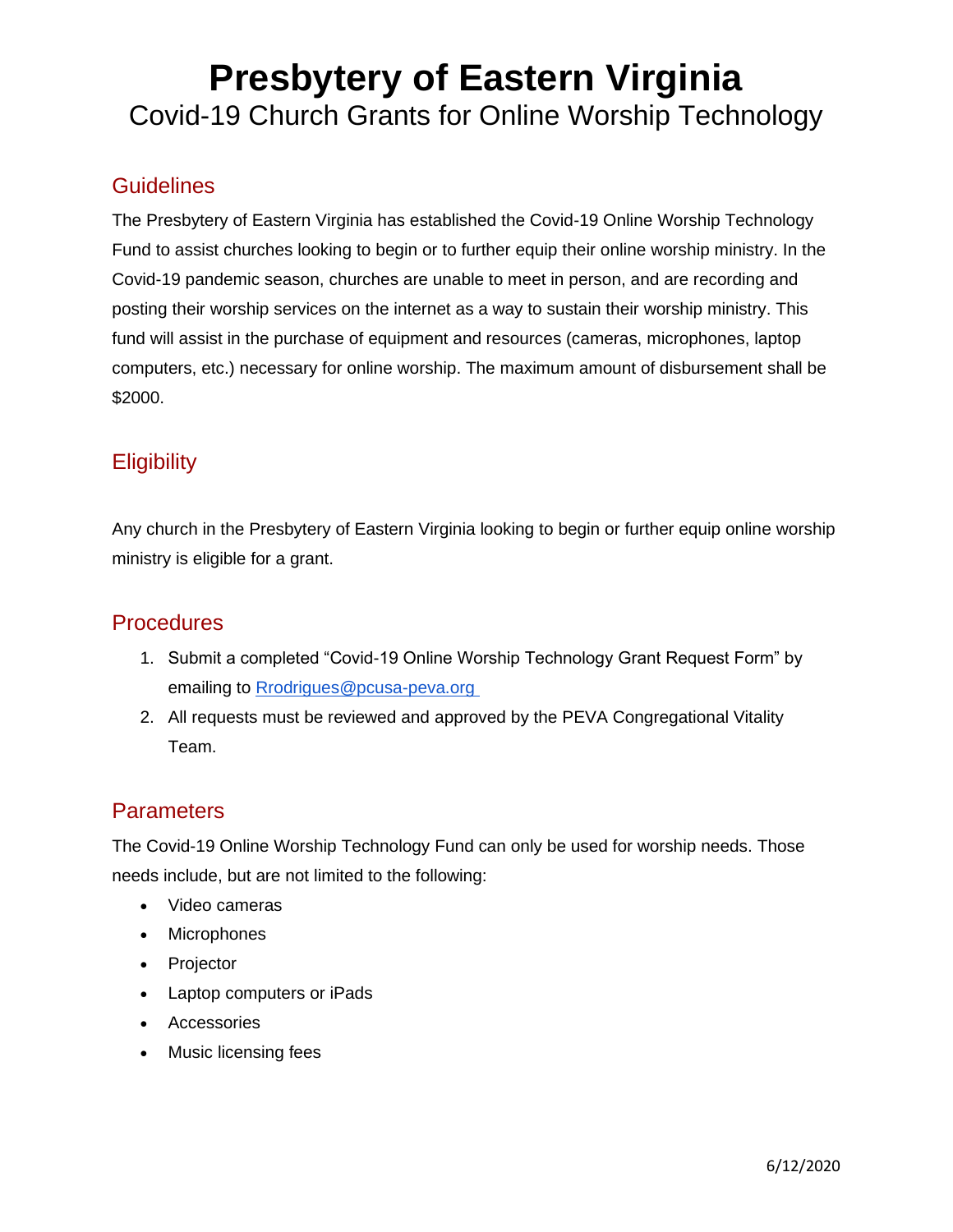# Presbytery of Eastern Virginia

Covid-19 Church Grants for Online Worship Technology

## Guidelines

The Presbytery of Eastern Virginia has established the Covid-19 Online Worship Technology Fund to assist churches looking to begin or to further equip their online worship ministry. In the Covid-19 pandemic season, churches are unable to meet in person, and are recording and posting their worship services on the internet as a way to sustain their worship ministry. This fund will assist in the purchase of equipment and resources (cameras, microphones, laptop computers, etc.) necessary for online worship. The maximum amount of disbursement shall be $2000.

## Eligibility

Any church in the Presbytery of Eastern Virginia looking to begin or further equip online worship ministry is eligible for a grant.

## Procedures

1. Submit a completed "Covid-19 Online Worship Technology Grant Request Form" by emailing to Rrodrigues@pcusa-peva.org
2. All requests must be reviewed and approved by the PEVA Congregational Vitality Team.

## Parameters

The Covid-19 Online Worship Technology Fund can only be used for worship needs. Those needs include, but are not limited to the following:

- Video cameras
- Microphones
- Projector
- Laptop computers or iPads
- Accessories
- Music licensing fees

6/12/2020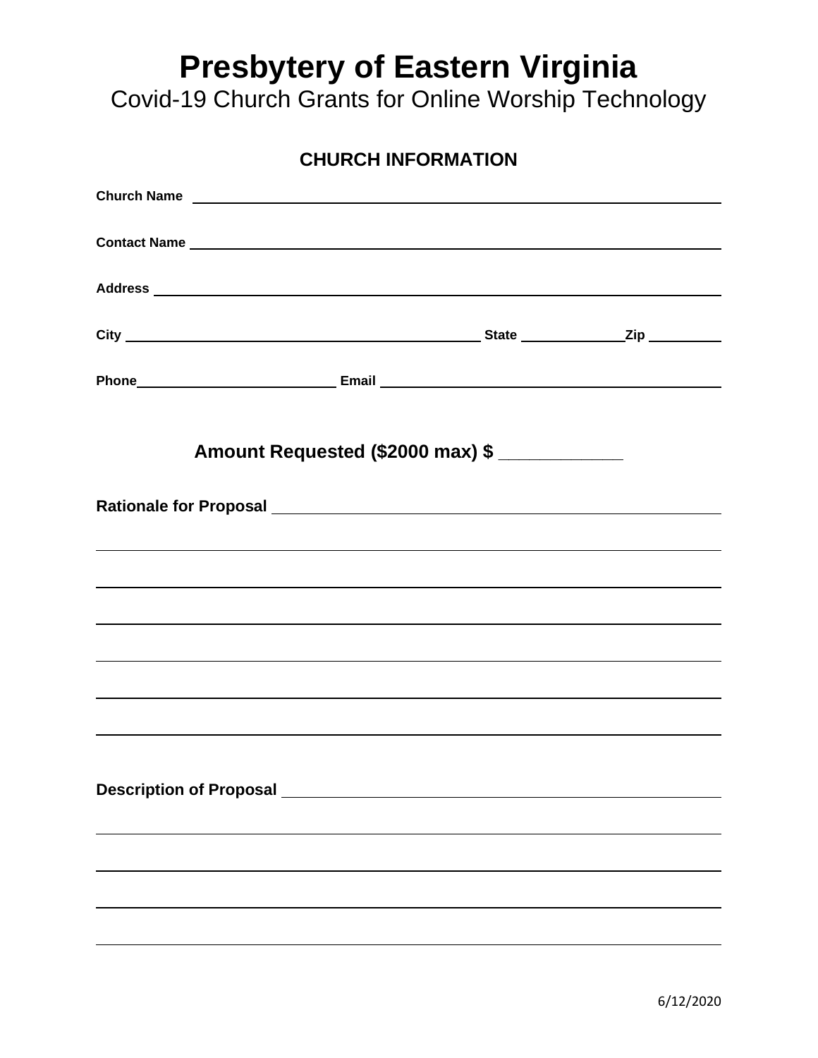# Presbytery of Eastern Virginia

Covid-19 Church Grants for Online Worship Technology

## CHURCH INFORMATION

**Church Name** ________________________________________________

**Contact Name** ________________________________________________

**Address** ________________________________________________

**City** ______________________________ **State** __________ **Zip** ________

**Phone** ____________________ **Email** ______________________________

**Amount Requested ($2000 max) $ ____________**

**Rationale for Proposal** ________________________________________________

________________________________________________

________________________________________________

________________________________________________

________________________________________________

________________________________________________

________________________________________________

**Description of Proposal** ________________________________________________

________________________________________________

________________________________________________

________________________________________________

________________________________________________

6/12/2020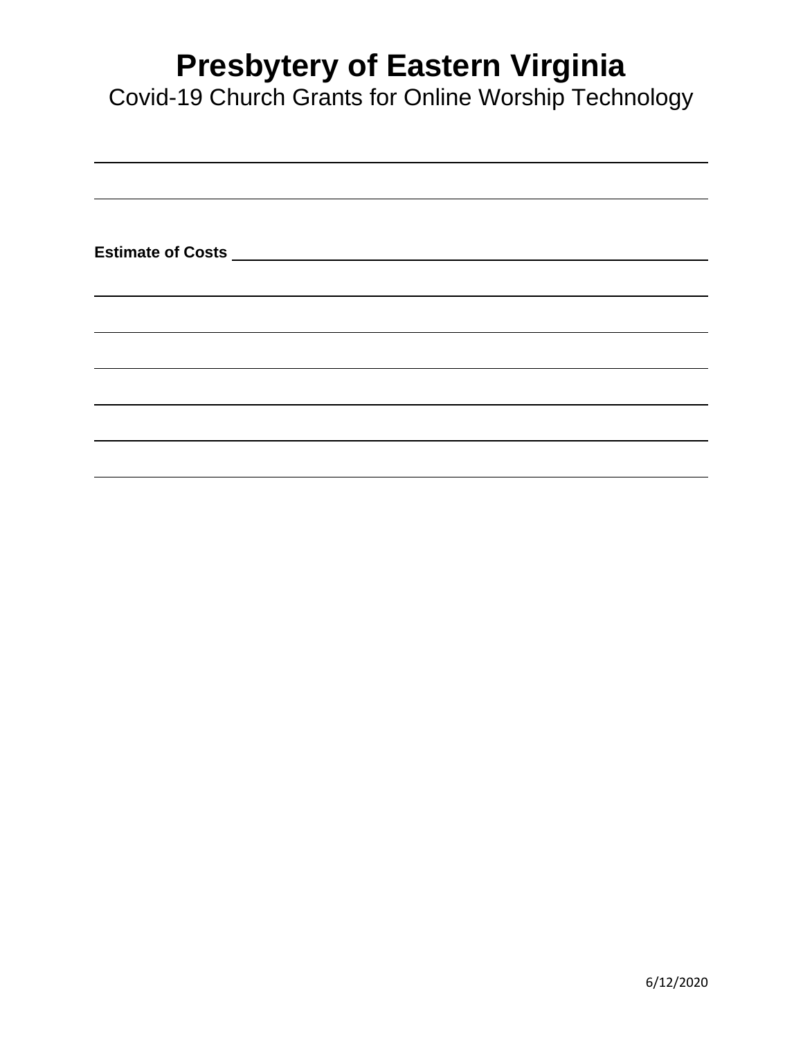# Presbytery of Eastern Virginia

Covid-19 Church Grants for Online Worship Technology

**Estimate of Costs**

6/12/2020